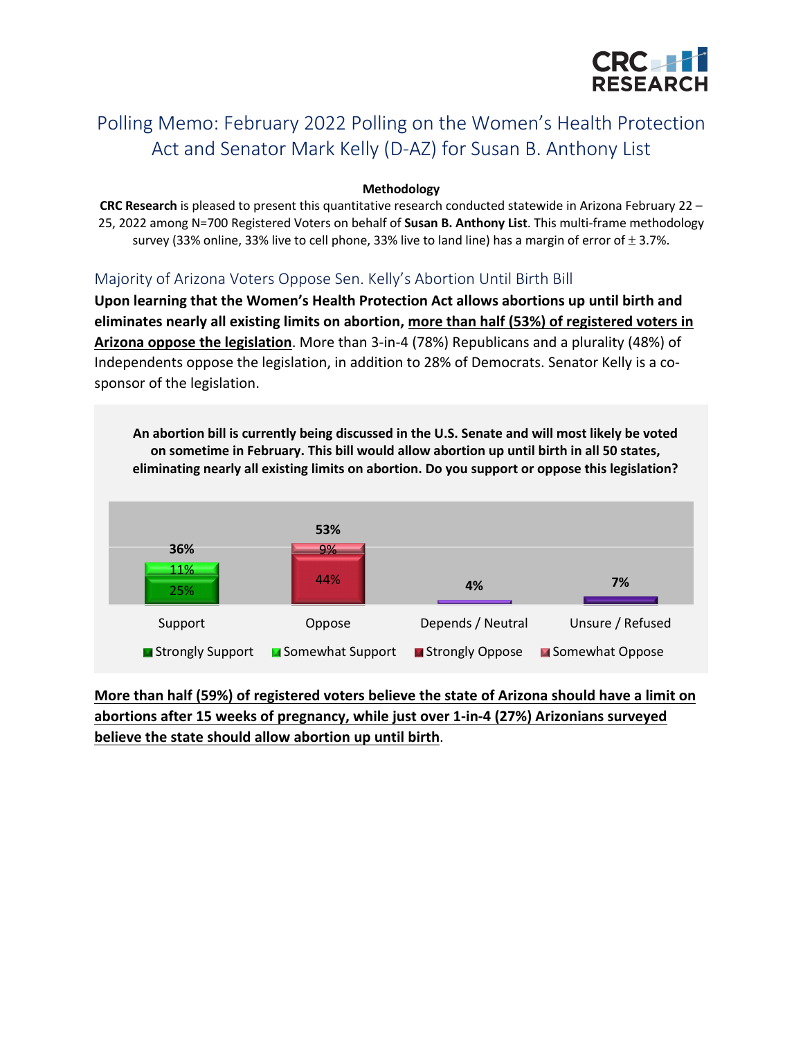# Polling Memo: February 2022 Polling on the Women's Health Protection Act and Senator Mark Kelly (D-AZ) for Susan B. Anthony List

**Methodology**

**CRC Research** is pleased to present this quantitative research conducted statewide in Arizona February 22 – 25, 2022 among N=700 Registered Voters on behalf of **Susan B. Anthony List**. This multi-frame methodology survey (33% online, 33% live to cell phone, 33% live to land line) has a margin of error of ± 3.7%.

## Majority of Arizona Voters Oppose Sen. Kelly's Abortion Until Birth Bill

**Upon learning that the Women's Health Protection Act allows abortions up until birth and eliminates nearly all existing limits on abortion, more than half (53%) of registered voters in Arizona oppose the legislation**. More than 3-in-4 (78%) Republicans and a plurality (48%) of Independents oppose the legislation, in addition to 28% of Democrats. Senator Kelly is a co-sponsor of the legislation.

**An abortion bill is currently being discussed in the U.S. Senate and will most likely be voted on sometime in February. This bill would allow abortion up until birth in all 50 states, eliminating nearly all existing limits on abortion. Do you support or oppose this legislation?**

| Response | Total | Strongly | Somewhat |
|---|---|---|---|
| Support | 36% | 25% | 11% |
| Oppose | 53% | 44% | 9% |
| Depends / Neutral | 4% | | |
| Unsure / Refused | 7% | | |

**More than half (59%) of registered voters believe the state of Arizona should have a limit on abortions after 15 weeks of pregnancy, while just over 1-in-4 (27%) Arizonians surveyed believe the state should allow abortion up until birth**.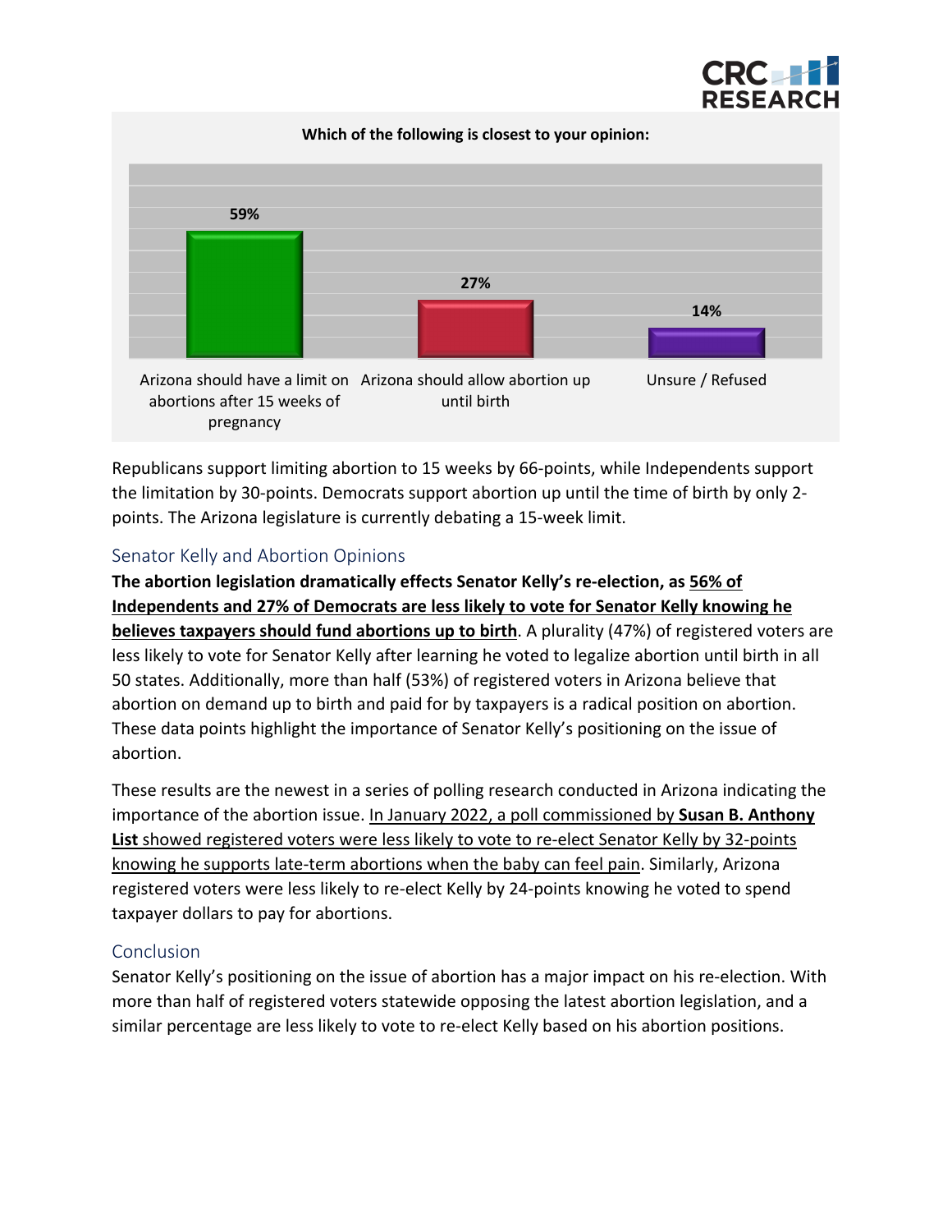Which of the following is closest to your opinion:

59%

27%

14%

Arizona should have a limit on abortions after 15 weeks of pregnancy

Arizona should allow abortion up until birth

Unsure / Refused

Republicans support limiting abortion to 15 weeks by 66-points, while Independents support the limitation by 30-points. Democrats support abortion up until the time of birth by only 2-points. The Arizona legislature is currently debating a 15-week limit.

## Senator Kelly and Abortion Opinions

**The abortion legislation dramatically effects Senator Kelly's re-election, as 56% of Independents and 27% of Democrats are less likely to vote for Senator Kelly knowing he believes taxpayers should fund abortions up to birth**. A plurality (47%) of registered voters are less likely to vote for Senator Kelly after learning he voted to legalize abortion until birth in all 50 states. Additionally, more than half (53%) of registered voters in Arizona believe that abortion on demand up to birth and paid for by taxpayers is a radical position on abortion. These data points highlight the importance of Senator Kelly's positioning on the issue of abortion.

These results are the newest in a series of polling research conducted in Arizona indicating the importance of the abortion issue. In January 2022, a poll commissioned by **Susan B. Anthony List** showed registered voters were less likely to vote to re-elect Senator Kelly by 32-points knowing he supports late-term abortions when the baby can feel pain. Similarly, Arizona registered voters were less likely to re-elect Kelly by 24-points knowing he voted to spend taxpayer dollars to pay for abortions.

## Conclusion

Senator Kelly's positioning on the issue of abortion has a major impact on his re-election. With more than half of registered voters statewide opposing the latest abortion legislation, and a similar percentage are less likely to vote to re-elect Kelly based on his abortion positions.